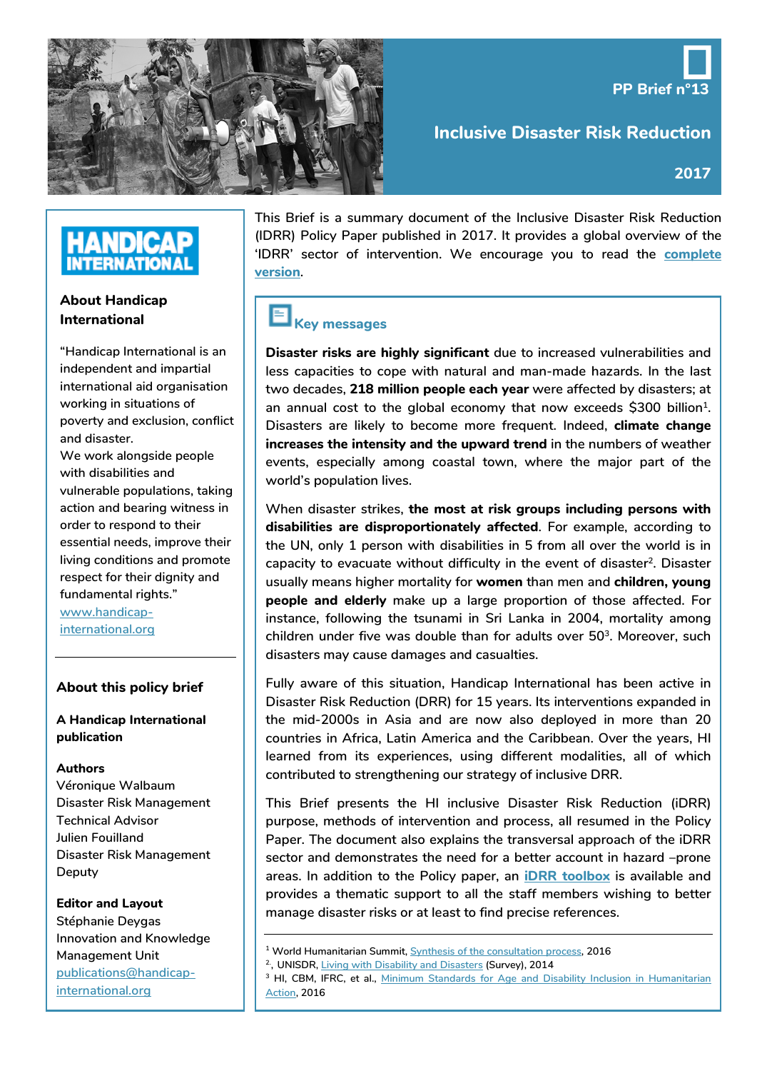PP Brief n°13

# Inclusive Disaster Risk Reduction

2017

This Brief is a summary document of the Inclusive Disaster Risk Reduction (IDRR) Policy Paper published in 2017. It provides a global overview of the 'IDRR' sector of intervention. We encourage you to read the **complete version**.

## Key messages

**Disaster risks are highly significant** due to increased vulnerabilities and less capacities to cope with natural and man-made hazards. In the last two decades, **218 million people each year** were affected by disasters; at an annual cost to the global economy that now exceeds $300 billion[1]. Disasters are likely to become more frequent. Indeed, **climate change increases the intensity and the upward trend** in the numbers of weather events, especially among coastal town, where the major part of the world's population lives.

When disaster strikes, **the most at risk groups including persons with disabilities are disproportionately affected**. For example, according to the UN, only 1 person with disabilities in 5 from all over the world is in capacity to evacuate without difficulty in the event of disaster[2]. Disaster usually means higher mortality for **women** than men and **children, young people and elderly** make up a large proportion of those affected. For instance, following the tsunami in Sri Lanka in 2004, mortality among children under five was double than for adults over 50[3]. Moreover, such disasters may cause damages and casualties.

Fully aware of this situation, Handicap International has been active in Disaster Risk Reduction (DRR) for 15 years. Its interventions expanded in the mid-2000s in Asia and are now also deployed in more than 20 countries in Africa, Latin America and the Caribbean. Over the years, HI learned from its experiences, using different modalities, all of which contributed to strengthening our strategy of inclusive DRR.

This Brief presents the HI inclusive Disaster Risk Reduction (iDRR) purpose, methods of intervention and process, all resumed in the Policy Paper. The document also explains the transversal approach of the iDRR sector and demonstrates the need for a better account in hazard –prone areas. In addition to the Policy paper, an **iDRR toolbox** is available and provides a thematic support to all the staff members wishing to better manage disaster risks or at least to find precise references.

[1] World Humanitarian Summit, Synthesis of the consultation process, 2016
[2], UNISDR, Living with Disability and Disasters (Survey), 2014
[3] HI, CBM, IFRC, et al., Minimum Standards for Age and Disability Inclusion in Humanitarian Action, 2016

---

HANDICAP INTERNATIONAL

### About Handicap International

"Handicap International is an independent and impartial international aid organisation working in situations of poverty and exclusion, conflict and disaster.
We work alongside people with disabilities and vulnerable populations, taking action and bearing witness in order to respond to their essential needs, improve their living conditions and promote respect for their dignity and fundamental rights."
www.handicap-international.org

### About this policy brief

**A Handicap International publication**

**Authors**
Véronique Walbaum
Disaster Risk Management Technical Advisor
Julien Fouilland
Disaster Risk Management Deputy

**Editor and Layout**
Stéphanie Deygas
Innovation and Knowledge Management Unit
publications@handicap-international.org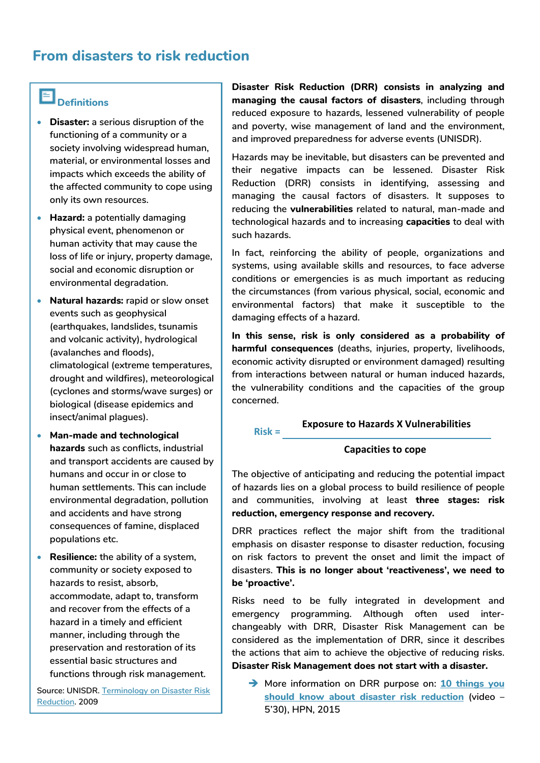## From disasters to risk reduction

### Definitions

- **Disaster:** a serious disruption of the functioning of a community or a society involving widespread human, material, or environmental losses and impacts which exceeds the ability of the affected community to cope using only its own resources.
- **Hazard:** a potentially damaging physical event, phenomenon or human activity that may cause the loss of life or injury, property damage, social and economic disruption or environmental degradation.
- **Natural hazards:** rapid or slow onset events such as geophysical (earthquakes, landslides, tsunamis and volcanic activity), hydrological (avalanches and floods), climatological (extreme temperatures, drought and wildfires), meteorological (cyclones and storms/wave surges) or biological (disease epidemics and insect/animal plagues).
- **Man-made and technological hazards** such as conflicts, industrial and transport accidents are caused by humans and occur in or close to human settlements. This can include environmental degradation, pollution and accidents and have strong consequences of famine, displaced populations etc.
- **Resilience:** the ability of a system, community or society exposed to hazards to resist, absorb, accommodate, adapt to, transform and recover from the effects of a hazard in a timely and efficient manner, including through the preservation and restoration of its essential basic structures and functions through risk management.

Source: UNISDR. Terminology on Disaster Risk Reduction. 2009

**Disaster Risk Reduction (DRR) consists in analyzing and managing the causal factors of disasters**, including through reduced exposure to hazards, lessened vulnerability of people and poverty, wise management of land and the environment, and improved preparedness for adverse events (UNISDR).

Hazards may be inevitable, but disasters can be prevented and their negative impacts can be lessened. Disaster Risk Reduction (DRR) consists in identifying, assessing and managing the causal factors of disasters. It supposes to reducing the **vulnerabilities** related to natural, man-made and technological hazards and to increasing **capacities** to deal with such hazards.

In fact, reinforcing the ability of people, organizations and systems, using available skills and resources, to face adverse conditions or emergencies is as much important as reducing the circumstances (from various physical, social, economic and environmental factors) that make it susceptible to the damaging effects of a hazard.

**In this sense, risk is only considered as a probability of harmful consequences** (deaths, injuries, property, livelihoods, economic activity disrupted or environment damaged) resulting from interactions between natural or human induced hazards, the vulnerability conditions and the capacities of the group concerned.

$$\text{Risk} = \frac{\text{Exposure to Hazards X Vulnerabilities}}{\text{Capacities to cope}}$$

The objective of anticipating and reducing the potential impact of hazards lies on a global process to build resilience of people and communities, involving at least **three stages: risk reduction, emergency response and recovery.**

DRR practices reflect the major shift from the traditional emphasis on disaster response to disaster reduction, focusing on risk factors to prevent the onset and limit the impact of disasters. **This is no longer about 'reactiveness', we need to be 'proactive'.**

Risks need to be fully integrated in development and emergency programming. Although often used inter-changeably with DRR, Disaster Risk Management can be considered as the implementation of DRR, since it describes the actions that aim to achieve the objective of reducing risks. **Disaster Risk Management does not start with a disaster.**

➔ More information on DRR purpose on: **10 things you should know about disaster risk reduction** (video – 5'30), HPN, 2015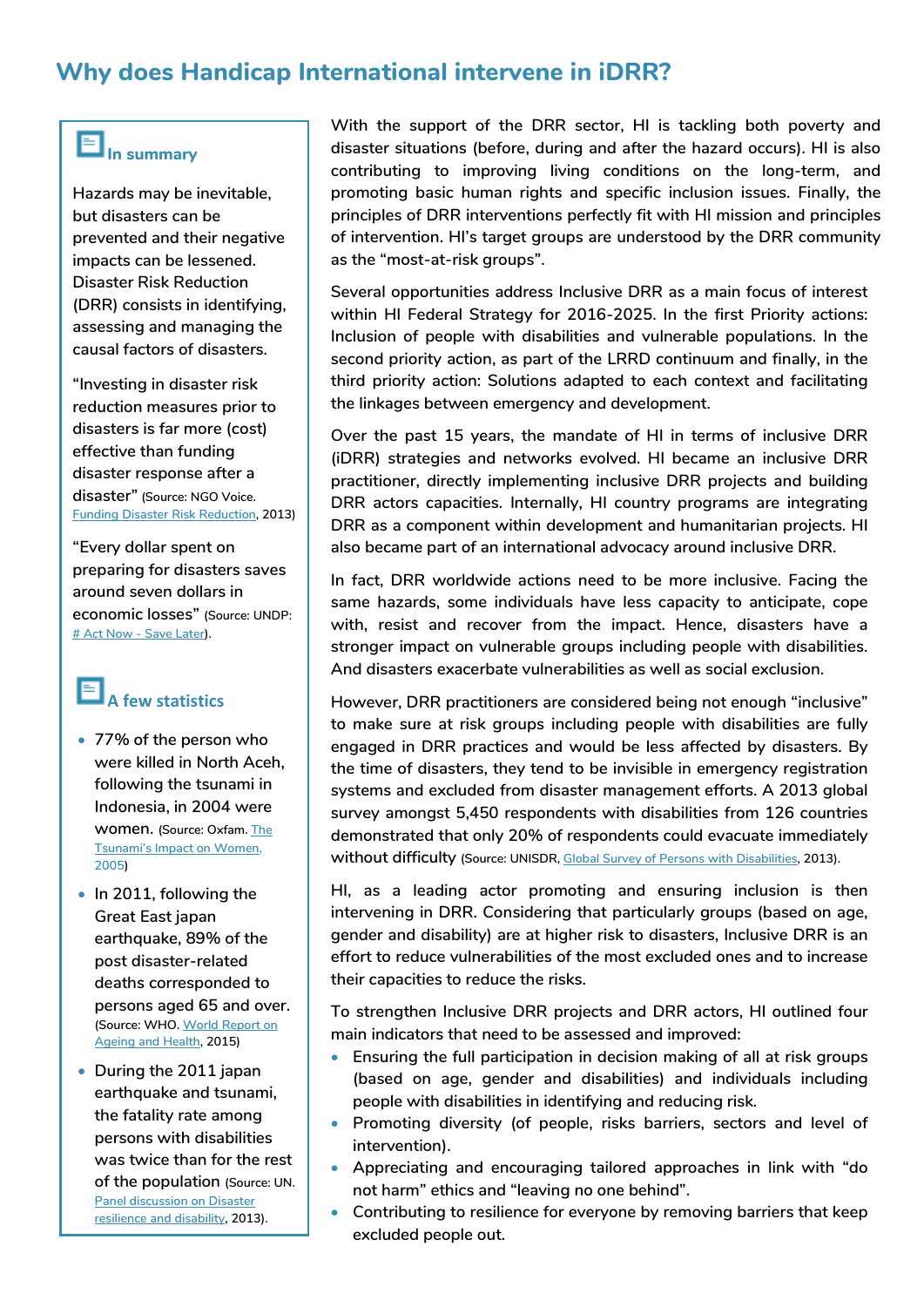# Why does Handicap International intervene in iDRR?

### In summary

Hazards may be inevitable, but disasters can be prevented and their negative impacts can be lessened. Disaster Risk Reduction (DRR) consists in identifying, assessing and managing the causal factors of disasters.

"Investing in disaster risk reduction measures prior to disasters is far more (cost) effective than funding disaster response after a disaster" (Source: NGO Voice. Funding Disaster Risk Reduction, 2013)

"Every dollar spent on preparing for disasters saves around seven dollars in economic losses" (Source: UNDP: # Act Now - Save Later).

### A few statistics

- 77% of the person who were killed in North Aceh, following the tsunami in Indonesia, in 2004 were women. (Source: Oxfam. The Tsunami's Impact on Women, 2005)
- In 2011, following the Great East japan earthquake, 89% of the post disaster-related deaths corresponded to persons aged 65 and over. (Source: WHO. World Report on Ageing and Health, 2015)
- During the 2011 japan earthquake and tsunami, the fatality rate among persons with disabilities was twice than for the rest of the population (Source: UN. Panel discussion on Disaster resilience and disability, 2013).

With the support of the DRR sector, HI is tackling both poverty and disaster situations (before, during and after the hazard occurs). HI is also contributing to improving living conditions on the long-term, and promoting basic human rights and specific inclusion issues. Finally, the principles of DRR interventions perfectly fit with HI mission and principles of intervention. HI's target groups are understood by the DRR community as the "most-at-risk groups".

Several opportunities address Inclusive DRR as a main focus of interest within HI Federal Strategy for 2016-2025. In the first Priority actions: Inclusion of people with disabilities and vulnerable populations. In the second priority action, as part of the LRRD continuum and finally, in the third priority action: Solutions adapted to each context and facilitating the linkages between emergency and development.

Over the past 15 years, the mandate of HI in terms of inclusive DRR (iDRR) strategies and networks evolved. HI became an inclusive DRR practitioner, directly implementing inclusive DRR projects and building DRR actors capacities. Internally, HI country programs are integrating DRR as a component within development and humanitarian projects. HI also became part of an international advocacy around inclusive DRR.

In fact, DRR worldwide actions need to be more inclusive. Facing the same hazards, some individuals have less capacity to anticipate, cope with, resist and recover from the impact. Hence, disasters have a stronger impact on vulnerable groups including people with disabilities. And disasters exacerbate vulnerabilities as well as social exclusion.

However, DRR practitioners are considered being not enough "inclusive" to make sure at risk groups including people with disabilities are fully engaged in DRR practices and would be less affected by disasters. By the time of disasters, they tend to be invisible in emergency registration systems and excluded from disaster management efforts. A 2013 global survey amongst 5,450 respondents with disabilities from 126 countries demonstrated that only 20% of respondents could evacuate immediately without difficulty (Source: UNISDR, Global Survey of Persons with Disabilities, 2013).

HI, as a leading actor promoting and ensuring inclusion is then intervening in DRR. Considering that particularly groups (based on age, gender and disability) are at higher risk to disasters, Inclusive DRR is an effort to reduce vulnerabilities of the most excluded ones and to increase their capacities to reduce the risks.

To strengthen Inclusive DRR projects and DRR actors, HI outlined four main indicators that need to be assessed and improved:

- Ensuring the full participation in decision making of all at risk groups (based on age, gender and disabilities) and individuals including people with disabilities in identifying and reducing risk.
- Promoting diversity (of people, risks barriers, sectors and level of intervention).
- Appreciating and encouraging tailored approaches in link with "do not harm" ethics and "leaving no one behind".
- Contributing to resilience for everyone by removing barriers that keep excluded people out.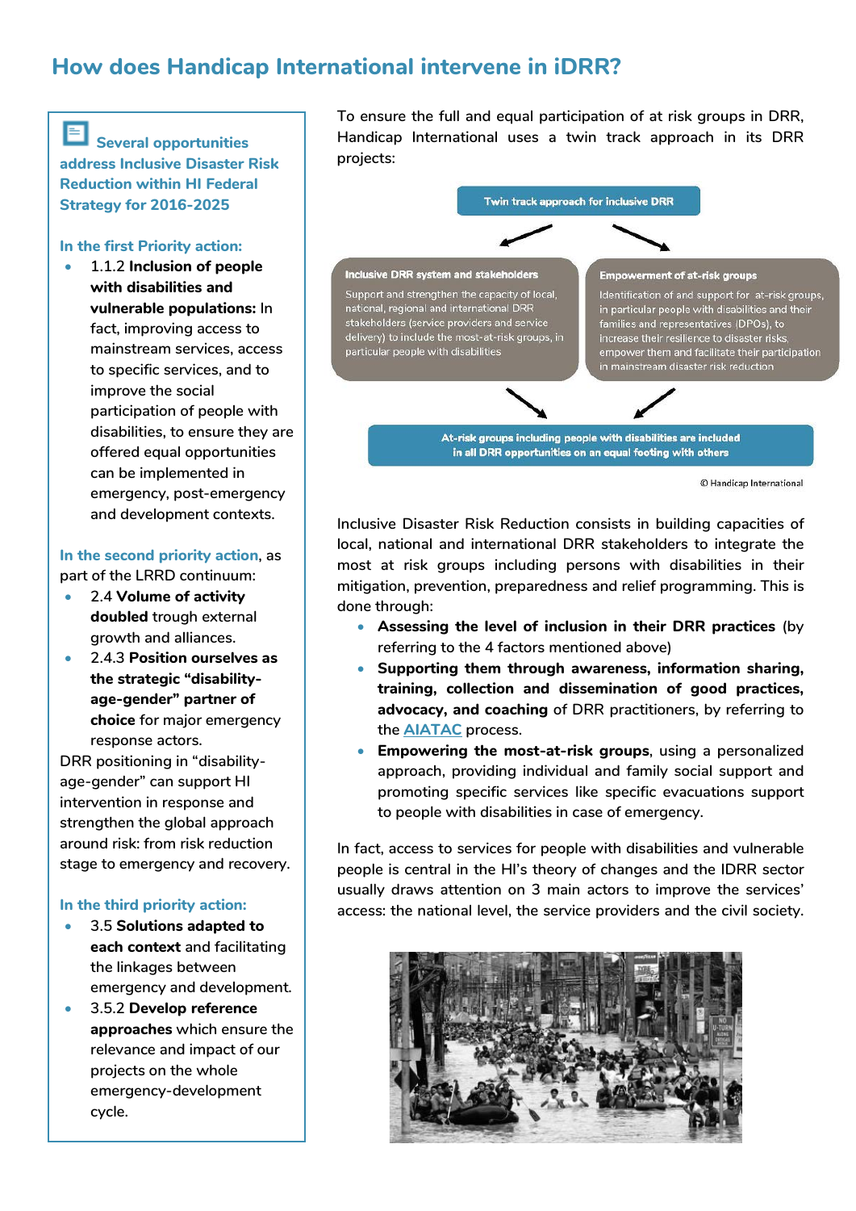# How does Handicap International intervene in iDRR?

> **Several opportunities address Inclusive Disaster Risk Reduction within HI Federal Strategy for 2016-2025**
>
> **In the first Priority action:**
>
> - 1.1.2 **Inclusion of people with disabilities and vulnerable populations:** In fact, improving access to mainstream services, access to specific services, and to improve the social participation of people with disabilities, to ensure they are offered equal opportunities can be implemented in emergency, post-emergency and development contexts.
>
> **In the second priority action**, as part of the LRRD continuum:
>
> - 2.4 **Volume of activity doubled** trough external growth and alliances.
> - 2.4.3 **Position ourselves as the strategic "disability-age-gender" partner of choice** for major emergency response actors.
>
> DRR positioning in "disability-age-gender" can support HI intervention in response and strengthen the global approach around risk: from risk reduction stage to emergency and recovery.
>
> **In the third priority action:**
>
> - 3.5 **Solutions adapted to each context** and facilitating the linkages between emergency and development.
> - 3.5.2 **Develop reference approaches** which ensure the relevance and impact of our projects on the whole emergency-development cycle.

To ensure the full and equal participation of at risk groups in DRR, Handicap International uses a twin track approach in its DRR projects:

**Twin track approach for inclusive DRR**

- **Inclusive DRR system and stakeholders:** Support and strengthen the capacity of local, national, regional and international DRR stakeholders (service providers and service delivery) to include the most-at-risk groups, in particular people with disabilities
- **Empowerment of at-risk groups:** Identification of and support for at-risk groups, in particular people with disabilities and their families and representatives (DPOs), to increase their resilience to disaster risks, empower them and facilitate their participation in mainstream disaster risk reduction

→ **At-risk groups including people with disabilities are included in all DRR opportunities on an equal footing with others**

© Handicap International

Inclusive Disaster Risk Reduction consists in building capacities of local, national and international DRR stakeholders to integrate the most at risk groups including persons with disabilities in their mitigation, prevention, preparedness and relief programming. This is done through:

- **Assessing the level of inclusion in their DRR practices** (by referring to the 4 factors mentioned above)
- **Supporting them through awareness, information sharing, training, collection and dissemination of good practices, advocacy, and coaching** of DRR practitioners, by referring to the AIATAC process.
- **Empowering the most-at-risk groups**, using a personalized approach, providing individual and family social support and promoting specific services like specific evacuations support to people with disabilities in case of emergency.

In fact, access to services for people with disabilities and vulnerable people is central in the HI's theory of changes and the IDRR sector usually draws attention on 3 main actors to improve the services' access: the national level, the service providers and the civil society.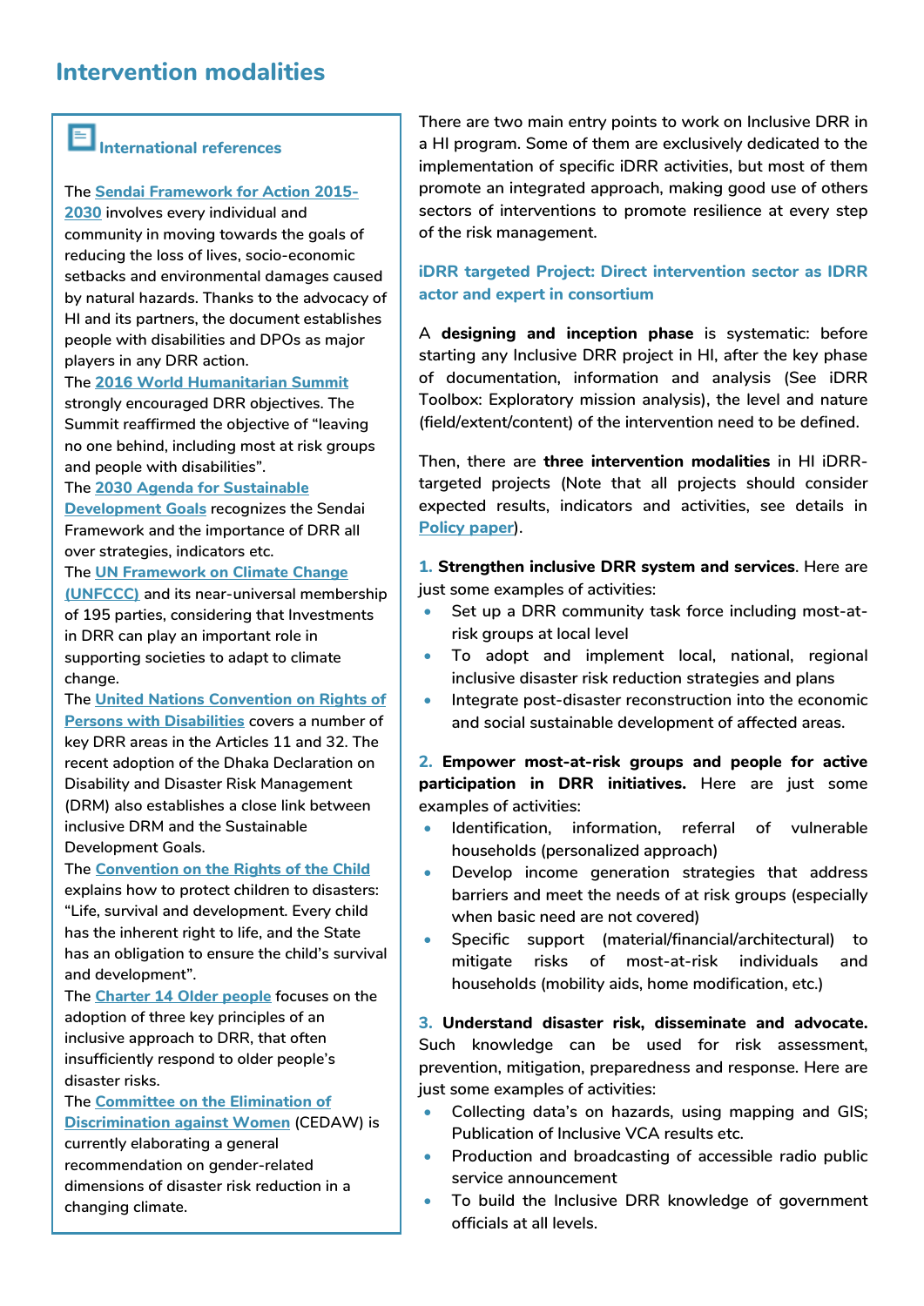## Intervention modalities

### International references

The Sendai Framework for Action 2015-2030 involves every individual and community in moving towards the goals of reducing the loss of lives, socio-economic setbacks and environmental damages caused by natural hazards. Thanks to the advocacy of HI and its partners, the document establishes people with disabilities and DPOs as major players in any DRR action.

The 2016 World Humanitarian Summit strongly encouraged DRR objectives. The Summit reaffirmed the objective of "leaving no one behind, including most at risk groups and people with disabilities".

The 2030 Agenda for Sustainable Development Goals recognizes the Sendai Framework and the importance of DRR all over strategies, indicators etc.

The UN Framework on Climate Change (UNFCCC) and its near-universal membership of 195 parties, considering that Investments in DRR can play an important role in supporting societies to adapt to climate change.

The United Nations Convention on Rights of Persons with Disabilities covers a number of key DRR areas in the Articles 11 and 32. The recent adoption of the Dhaka Declaration on Disability and Disaster Risk Management (DRM) also establishes a close link between inclusive DRM and the Sustainable Development Goals.

The Convention on the Rights of the Child explains how to protect children to disasters: "Life, survival and development. Every child has the inherent right to life, and the State has an obligation to ensure the child's survival and development".

The Charter 14 Older people focuses on the adoption of three key principles of an inclusive approach to DRR, that often insufficiently respond to older people's disaster risks.

The Committee on the Elimination of Discrimination against Women (CEDAW) is currently elaborating a general recommendation on gender-related dimensions of disaster risk reduction in a changing climate.

There are two main entry points to work on Inclusive DRR in a HI program. Some of them are exclusively dedicated to the implementation of specific iDRR activities, but most of them promote an integrated approach, making good use of others sectors of interventions to promote resilience at every step of the risk management.

### iDRR targeted Project: Direct intervention sector as IDRR actor and expert in consortium

A **designing and inception phase** is systematic: before starting any Inclusive DRR project in HI, after the key phase of documentation, information and analysis (See iDRR Toolbox: Exploratory mission analysis), the level and nature (field/extent/content) of the intervention need to be defined.

Then, there are **three intervention modalities** in HI iDRR-targeted projects (Note that all projects should consider expected results, indicators and activities, see details in Policy paper).

**1. Strengthen inclusive DRR system and services**. Here are just some examples of activities:

- Set up a DRR community task force including most-at-risk groups at local level
- To adopt and implement local, national, regional inclusive disaster risk reduction strategies and plans
- Integrate post-disaster reconstruction into the economic and social sustainable development of affected areas.

**2. Empower most-at-risk groups and people for active participation in DRR initiatives.** Here are just some examples of activities:

- Identification, information, referral of vulnerable households (personalized approach)
- Develop income generation strategies that address barriers and meet the needs of at risk groups (especially when basic need are not covered)
- Specific support (material/financial/architectural) to mitigate risks of most-at-risk individuals and households (mobility aids, home modification, etc.)

**3. Understand disaster risk, disseminate and advocate.** Such knowledge can be used for risk assessment, prevention, mitigation, preparedness and response. Here are just some examples of activities:

- Collecting data's on hazards, using mapping and GIS; Publication of Inclusive VCA results etc.
- Production and broadcasting of accessible radio public service announcement
- To build the Inclusive DRR knowledge of government officials at all levels.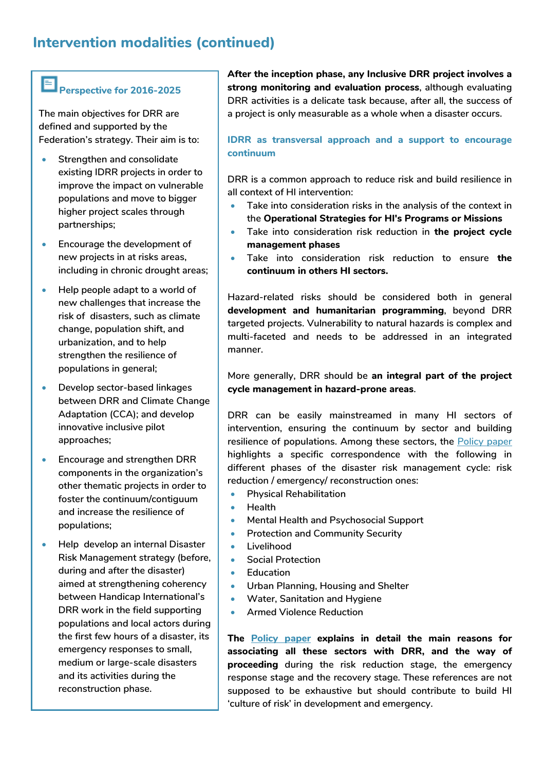## Intervention modalities (continued)

### Perspective for 2016-2025

The main objectives for DRR are defined and supported by the Federation's strategy. Their aim is to:

- Strengthen and consolidate existing IDRR projects in order to improve the impact on vulnerable populations and move to bigger higher project scales through partnerships;
- Encourage the development of new projects in at risks areas, including in chronic drought areas;
- Help people adapt to a world of new challenges that increase the risk of disasters, such as climate change, population shift, and urbanization, and to help strengthen the resilience of populations in general;
- Develop sector-based linkages between DRR and Climate Change Adaptation (CCA); and develop innovative inclusive pilot approaches;
- Encourage and strengthen DRR components in the organization's other thematic projects in order to foster the continuum/contiguum and increase the resilience of populations;
- Help develop an internal Disaster Risk Management strategy (before, during and after the disaster) aimed at strengthening coherency between Handicap International's DRR work in the field supporting populations and local actors during the first few hours of a disaster, its emergency responses to small, medium or large-scale disasters and its activities during the reconstruction phase.

**After the inception phase, any Inclusive DRR project involves a strong monitoring and evaluation process**, although evaluating DRR activities is a delicate task because, after all, the success of a project is only measurable as a whole when a disaster occurs.

### IDRR as transversal approach and a support to encourage continuum

DRR is a common approach to reduce risk and build resilience in all context of HI intervention:

- Take into consideration risks in the analysis of the context in the **Operational Strategies for HI's Programs or Missions**
- Take into consideration risk reduction in **the project cycle management phases**
- Take into consideration risk reduction to ensure **the continuum in others HI sectors.**

Hazard-related risks should be considered both in general **development and humanitarian programming**, beyond DRR targeted projects. Vulnerability to natural hazards is complex and multi-faceted and needs to be addressed in an integrated manner.

More generally, DRR should be **an integral part of the project cycle management in hazard-prone areas**.

DRR can be easily mainstreamed in many HI sectors of intervention, ensuring the continuum by sector and building resilience of populations. Among these sectors, the Policy paper highlights a specific correspondence with the following in different phases of the disaster risk management cycle: risk reduction / emergency/ reconstruction ones:

- Physical Rehabilitation
- Health
- Mental Health and Psychosocial Support
- Protection and Community Security
- Livelihood
- Social Protection
- Education
- Urban Planning, Housing and Shelter
- Water, Sanitation and Hygiene
- Armed Violence Reduction

**The Policy paper explains in detail the main reasons for associating all these sectors with DRR, and the way of proceeding** during the risk reduction stage, the emergency response stage and the recovery stage. These references are not supposed to be exhaustive but should contribute to build HI 'culture of risk' in development and emergency.